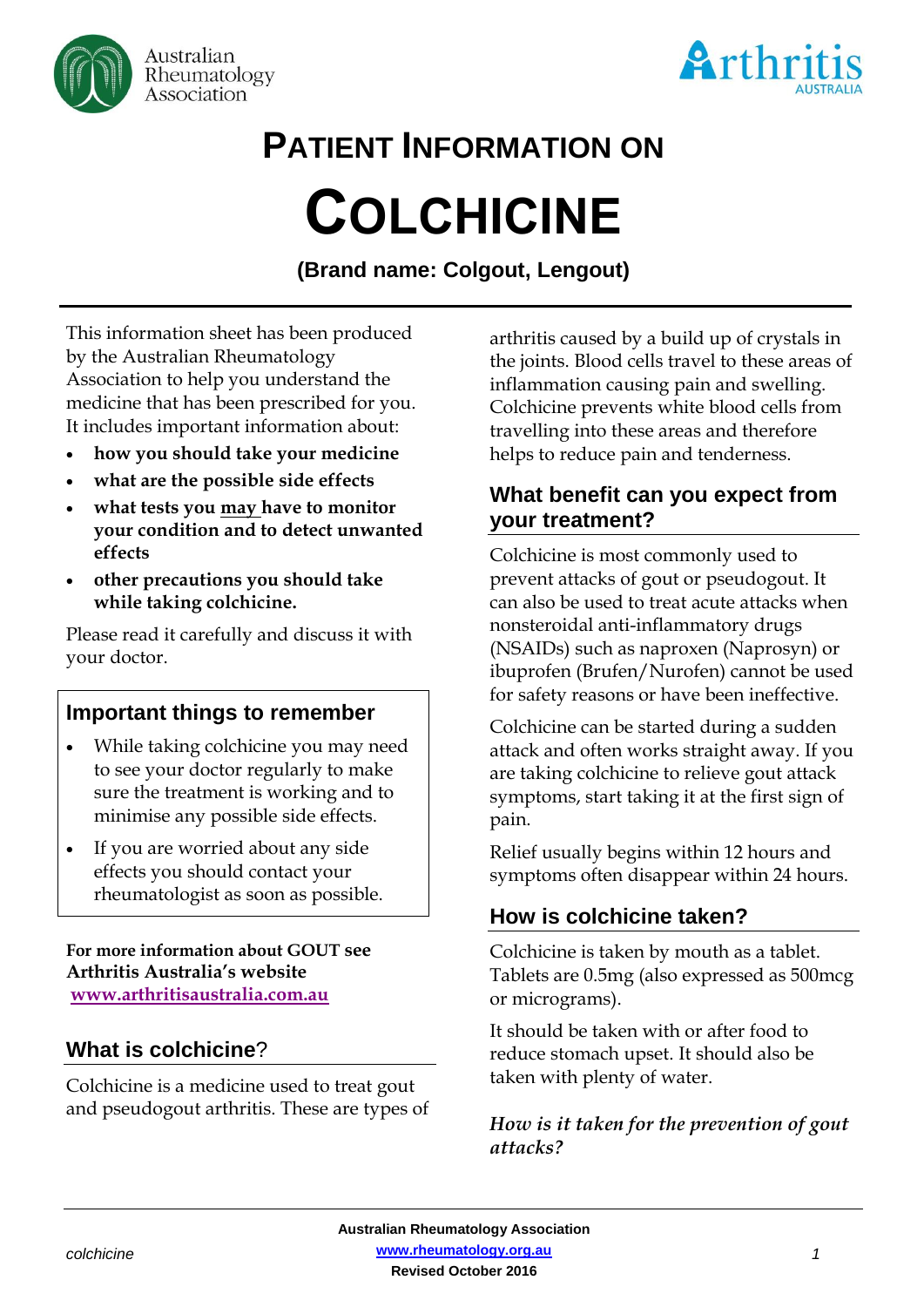# PATIENT INFORMATION ON

# COLCHICINE

**(Brand name: Colgout, Lengout)**

This information sheet has been produced by the Australian Rheumatology Association to help you understand the medicine that has been prescribed for you. It includes important information about:

- **how you should take your medicine**
- **what are the possible side effects**
- **what tests you may have to monitor your condition and to detect unwanted effects**
- **other precautions you should take while taking colchicine.**

Please read it carefully and discuss it with your doctor.

## Important things to remember

- While taking colchicine you may need to see your doctor regularly to make sure the treatment is working and to minimise any possible side effects.
- If you are worried about any side effects you should contact your rheumatologist as soon as possible.

**For more information about GOUT see Arthritis Australia's website www.arthritisaustralia.com.au**

## What is colchicine?

Colchicine is a medicine used to treat gout and pseudogout arthritis. These are types of arthritis caused by a build up of crystals in the joints. Blood cells travel to these areas of inflammation causing pain and swelling. Colchicine prevents white blood cells from travelling into these areas and therefore helps to reduce pain and tenderness.

## What benefit can you expect from your treatment?

Colchicine is most commonly used to prevent attacks of gout or pseudogout. It can also be used to treat acute attacks when nonsteroidal anti-inflammatory drugs (NSAIDs) such as naproxen (Naprosyn) or ibuprofen (Brufen/Nurofen) cannot be used for safety reasons or have been ineffective.

Colchicine can be started during a sudden attack and often works straight away. If you are taking colchicine to relieve gout attack symptoms, start taking it at the first sign of pain.

Relief usually begins within 12 hours and symptoms often disappear within 24 hours.

## How is colchicine taken?

Colchicine is taken by mouth as a tablet. Tablets are 0.5mg (also expressed as 500mcg or micrograms).

It should be taken with or after food to reduce stomach upset. It should also be taken with plenty of water.

*How is it taken for the prevention of gout attacks?*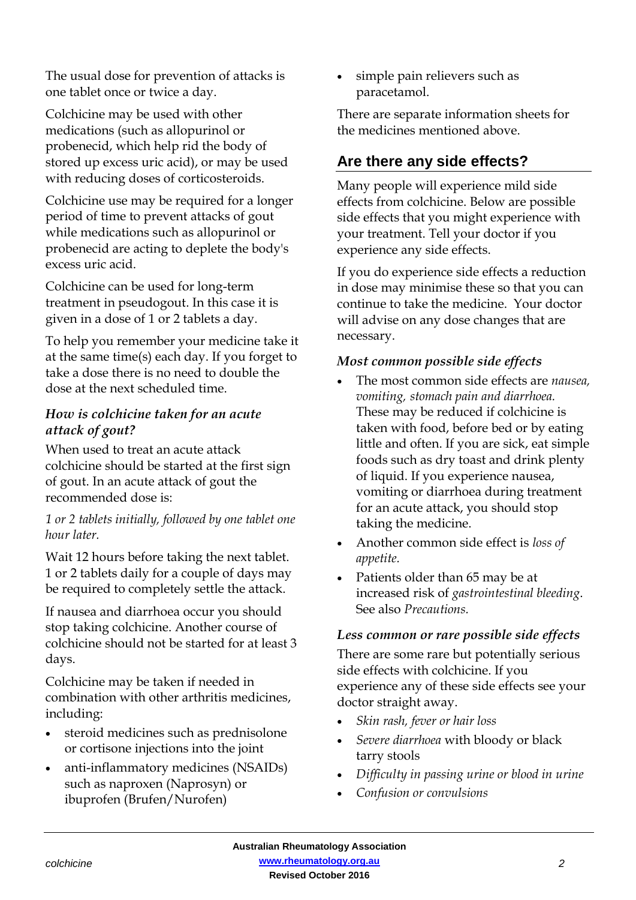The usual dose for prevention of attacks is one tablet once or twice a day.

Colchicine may be used with other medications (such as allopurinol or probenecid, which help rid the body of stored up excess uric acid), or may be used with reducing doses of corticosteroids.

Colchicine use may be required for a longer period of time to prevent attacks of gout while medications such as allopurinol or probenecid are acting to deplete the body's excess uric acid.

Colchicine can be used for long-term treatment in pseudogout. In this case it is given in a dose of 1 or 2 tablets a day.

To help you remember your medicine take it at the same time(s) each day. If you forget to take a dose there is no need to double the dose at the next scheduled time.

### *How is colchicine taken for an acute attack of gout?*

When used to treat an acute attack colchicine should be started at the first sign of gout. In an acute attack of gout the recommended dose is:

*1 or 2 tablets initially, followed by one tablet one hour later.*

Wait 12 hours before taking the next tablet. 1 or 2 tablets daily for a couple of days may be required to completely settle the attack.

If nausea and diarrhoea occur you should stop taking colchicine. Another course of colchicine should not be started for at least 3 days.

Colchicine may be taken if needed in combination with other arthritis medicines, including:

- steroid medicines such as prednisolone or cortisone injections into the joint
- anti-inflammatory medicines (NSAIDs) such as naproxen (Naprosyn) or ibuprofen (Brufen/Nurofen)
- simple pain relievers such as paracetamol.

There are separate information sheets for the medicines mentioned above.

## Are there any side effects?

Many people will experience mild side effects from colchicine. Below are possible side effects that you might experience with your treatment. Tell your doctor if you experience any side effects.

If you do experience side effects a reduction in dose may minimise these so that you can continue to take the medicine. Your doctor will advise on any dose changes that are necessary.

### *Most common possible side effects*

- The most common side effects are *nausea, vomiting, stomach pain and diarrhoea.* These may be reduced if colchicine is taken with food, before bed or by eating little and often. If you are sick, eat simple foods such as dry toast and drink plenty of liquid. If you experience nausea, vomiting or diarrhoea during treatment for an acute attack, you should stop taking the medicine.
- Another common side effect is *loss of appetite.*
- Patients older than 65 may be at increased risk of *gastrointestinal bleeding*. See also *Precautions.*

### *Less common or rare possible side effects*

There are some rare but potentially serious side effects with colchicine. If you experience any of these side effects see your doctor straight away.

- *Skin rash, fever or hair loss*
- *Severe diarrhoea* with bloody or black tarry stools
- *Difficulty in passing urine or blood in urine*
- *Confusion or convulsions*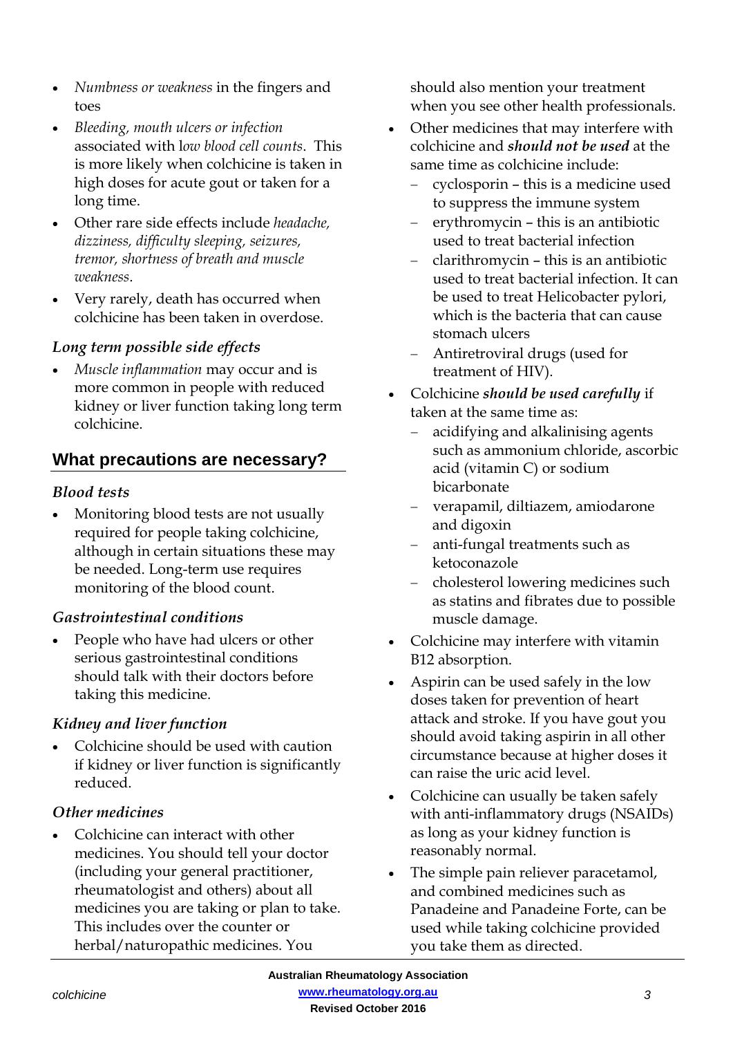- *Numbness or weakness* in the fingers and toes
- *Bleeding, mouth ulcers or infection* associated with l*ow blood cell counts*. This is more likely when colchicine is taken in high doses for acute gout or taken for a long time.
- Other rare side effects include *headache, dizziness, difficulty sleeping, seizures, tremor, shortness of breath and muscle weakness*.
- Very rarely, death has occurred when colchicine has been taken in overdose.

### *Long term possible side effects*

- *Muscle inflammation* may occur and is more common in people with reduced kidney or liver function taking long term colchicine.

## What precautions are necessary?

### *Blood tests*

- Monitoring blood tests are not usually required for people taking colchicine, although in certain situations these may be needed. Long-term use requires monitoring of the blood count.

### *Gastrointestinal conditions*

- People who have had ulcers or other serious gastrointestinal conditions should talk with their doctors before taking this medicine.

### *Kidney and liver function*

- Colchicine should be used with caution if kidney or liver function is significantly reduced.

### *Other medicines*

- Colchicine can interact with other medicines. You should tell your doctor (including your general practitioner, rheumatologist and others) about all medicines you are taking or plan to take. This includes over the counter or herbal/naturopathic medicines. You should also mention your treatment when you see other health professionals.
- Other medicines that may interfere with colchicine and ***should not be used*** at the same time as colchicine include:
  - cyclosporin – this is a medicine used to suppress the immune system
  - erythromycin – this is an antibiotic used to treat bacterial infection
  - clarithromycin – this is an antibiotic used to treat bacterial infection. It can be used to treat Helicobacter pylori, which is the bacteria that can cause stomach ulcers
  - Antiretroviral drugs (used for treatment of HIV).
- Colchicine ***should be used carefully*** if taken at the same time as:
  - acidifying and alkalinising agents such as ammonium chloride, ascorbic acid (vitamin C) or sodium bicarbonate
  - verapamil, diltiazem, amiodarone and digoxin
  - anti-fungal treatments such as ketoconazole
  - cholesterol lowering medicines such as statins and fibrates due to possible muscle damage.
- Colchicine may interfere with vitamin B12 absorption.
- Aspirin can be used safely in the low doses taken for prevention of heart attack and stroke. If you have gout you should avoid taking aspirin in all other circumstance because at higher doses it can raise the uric acid level.
- Colchicine can usually be taken safely with anti-inflammatory drugs (NSAIDs) as long as your kidney function is reasonably normal.
- The simple pain reliever paracetamol, and combined medicines such as Panadeine and Panadeine Forte, can be used while taking colchicine provided you take them as directed.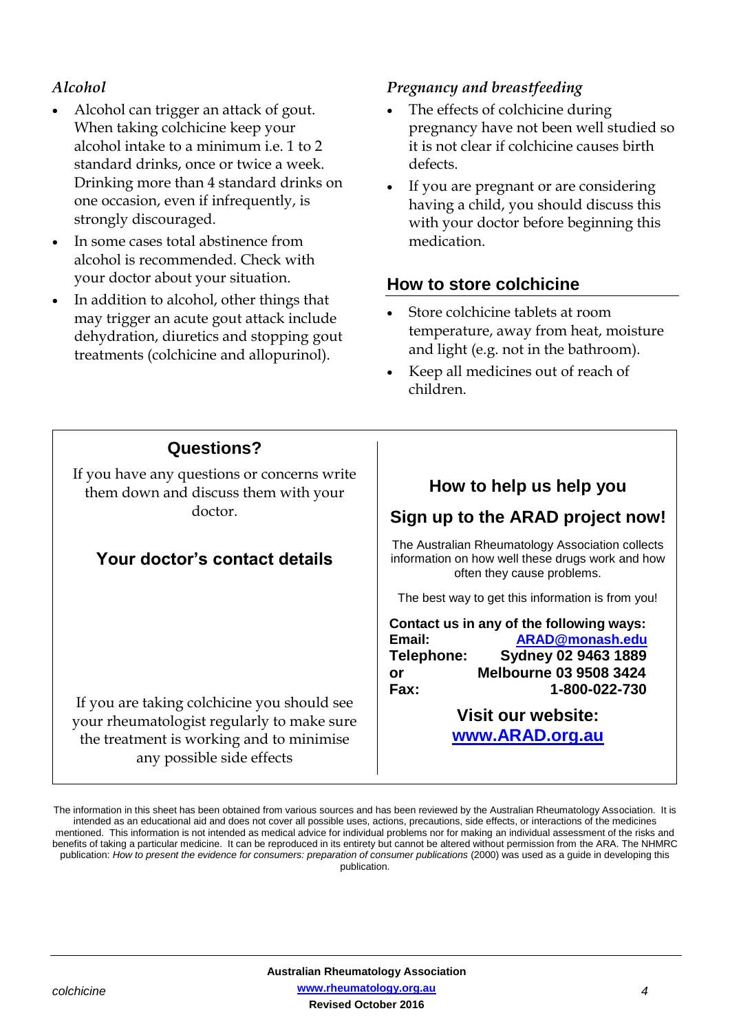### *Alcohol*

- Alcohol can trigger an attack of gout. When taking colchicine keep your alcohol intake to a minimum i.e. 1 to 2 standard drinks, once or twice a week. Drinking more than 4 standard drinks on one occasion, even if infrequently, is strongly discouraged.
- In some cases total abstinence from alcohol is recommended. Check with your doctor about your situation.
- In addition to alcohol, other things that may trigger an acute gout attack include dehydration, diuretics and stopping gout treatments (colchicine and allopurinol).

### *Pregnancy and breastfeeding*

- The effects of colchicine during pregnancy have not been well studied so it is not clear if colchicine causes birth defects.
- If you are pregnant or are considering having a child, you should discuss this with your doctor before beginning this medication.

## How to store colchicine

- Store colchicine tablets at room temperature, away from heat, moisture and light (e.g. not in the bathroom).
- Keep all medicines out of reach of children.

## Questions?

If you have any questions or concerns write them down and discuss them with your doctor.

## Your doctor's contact details

If you are taking colchicine you should see your rheumatologist regularly to make sure the treatment is working and to minimise any possible side effects

## How to help us help you

## Sign up to the ARAD project now!

The Australian Rheumatology Association collects information on how well these drugs work and how often they cause problems.

The best way to get this information is from you!

**Contact us in any of the following ways:**

**Email:** **ARAD@monash.edu**
**Telephone:** **Sydney 02 9463 1889**
**or** **Melbourne 03 9508 3424**
**Fax:** **1-800-022-730**

**Visit our website:**
**www.ARAD.org.au**

The information in this sheet has been obtained from various sources and has been reviewed by the Australian Rheumatology Association. It is intended as an educational aid and does not cover all possible uses, actions, precautions, side effects, or interactions of the medicines mentioned. This information is not intended as medical advice for individual problems nor for making an individual assessment of the risks and benefits of taking a particular medicine. It can be reproduced in its entirety but cannot be altered without permission from the ARA. The NHMRC publication: *How to present the evidence for consumers: preparation of consumer publications* (2000) was used as a guide in developing this publication.